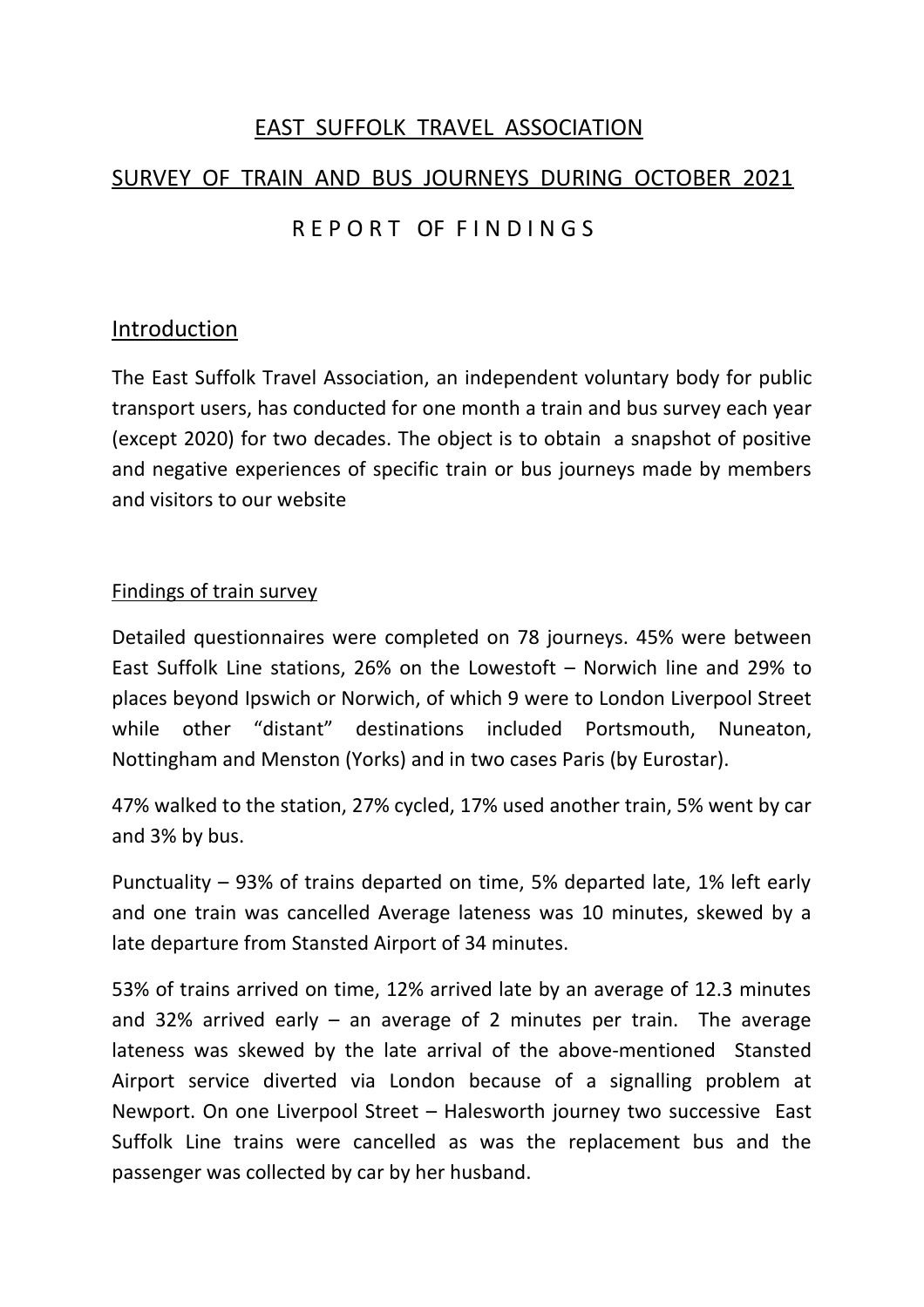# EAST SUFFOLK TRAVEL ASSOCIATION

## SURVEY OF TRAIN AND BUS JOURNEYS DURING OCTOBER 2021

## R E P O R T OF F I N D I N G S

### Introduction

The East Suffolk Travel Association, an independent voluntary body for public transport users, has conducted for one month a train and bus survey each year (except 2020) for two decades. The object is to obtain a snapshot of positive and negative experiences of specific train or bus journeys made by members and visitors to our website

#### Findings of train survey

Detailed questionnaires were completed on 78 journeys. 45% were between East Suffolk Line stations, 26% on the Lowestoft – Norwich line and 29% to places beyond Ipswich or Norwich, of which 9 were to London Liverpool Street while other "distant" destinations included Portsmouth, Nuneaton, Nottingham and Menston (Yorks) and in two cases Paris (by Eurostar).

47% walked to the station, 27% cycled, 17% used another train, 5% went by car and 3% by bus.

Punctuality – 93% of trains departed on time, 5% departed late, 1% left early and one train was cancelled Average lateness was 10 minutes, skewed by a late departure from Stansted Airport of 34 minutes.

53% of trains arrived on time, 12% arrived late by an average of 12.3 minutes and 32% arrived early – an average of 2 minutes per train. The average lateness was skewed by the late arrival of the above-mentioned Stansted Airport service diverted via London because of a signalling problem at Newport. On one Liverpool Street – Halesworth journey two successive East Suffolk Line trains were cancelled as was the replacement bus and the passenger was collected by car by her husband.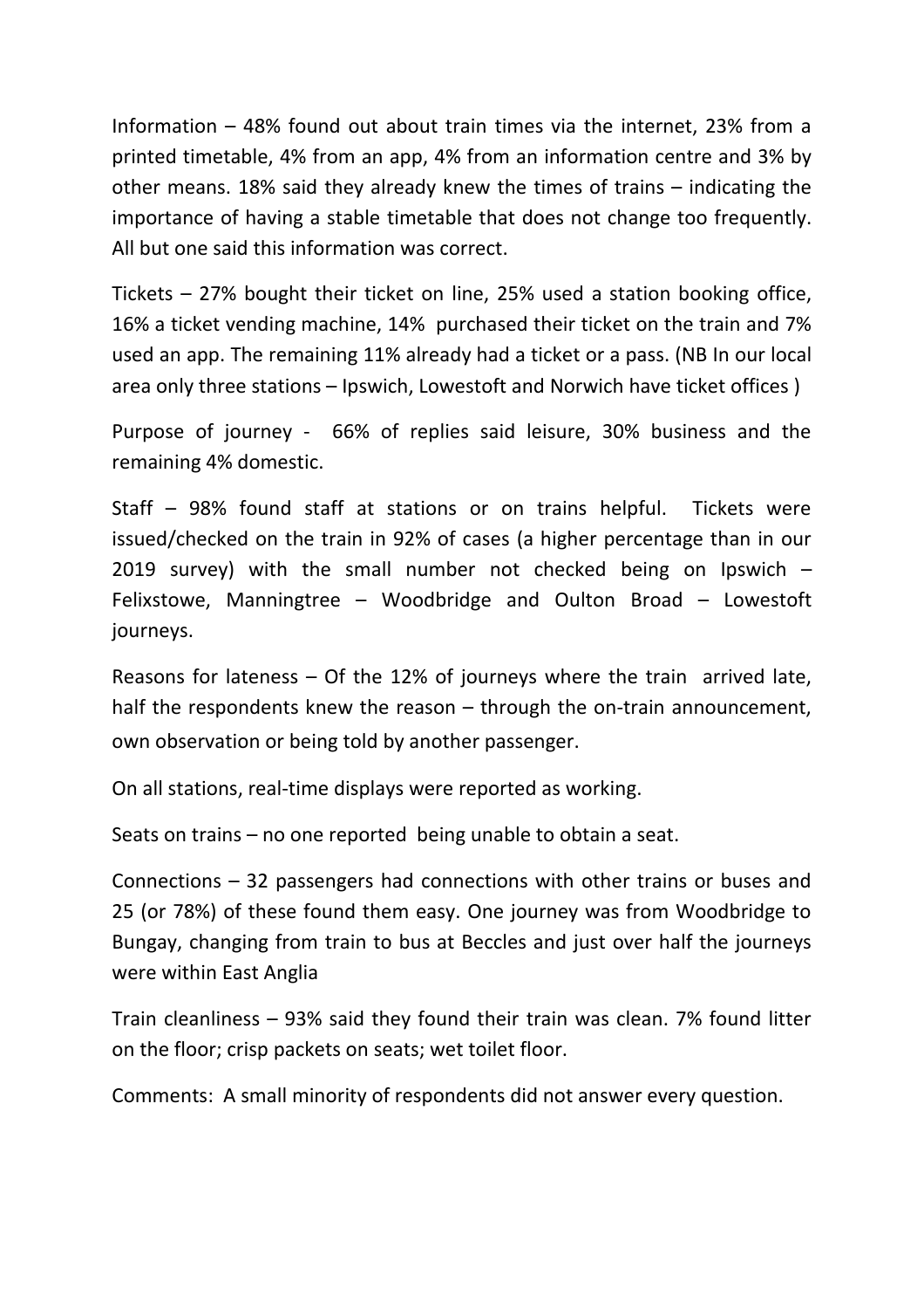Information – 48% found out about train times via the internet, 23% from a printed timetable, 4% from an app, 4% from an information centre and 3% by other means. 18% said they already knew the times of trains – indicating the importance of having a stable timetable that does not change too frequently. All but one said this information was correct.

Tickets – 27% bought their ticket on line, 25% used a station booking office, 16% a ticket vending machine, 14% purchased their ticket on the train and 7% used an app. The remaining 11% already had a ticket or a pass. (NB In our local area only three stations – Ipswich, Lowestoft and Norwich have ticket offices )

Purpose of journey - 66% of replies said leisure, 30% business and the remaining 4% domestic.

Staff – 98% found staff at stations or on trains helpful. Tickets were issued/checked on the train in 92% of cases (a higher percentage than in our 2019 survey) with the small number not checked being on Ipswich – Felixstowe, Manningtree – Woodbridge and Oulton Broad – Lowestoft journeys.

Reasons for lateness – Of the 12% of journeys where the train arrived late, half the respondents knew the reason – through the on-train announcement, own observation or being told by another passenger.

On all stations, real-time displays were reported as working.

Seats on trains – no one reported being unable to obtain a seat.

Connections – 32 passengers had connections with other trains or buses and 25 (or 78%) of these found them easy. One journey was from Woodbridge to Bungay, changing from train to bus at Beccles and just over half the journeys were within East Anglia

Train cleanliness – 93% said they found their train was clean. 7% found litter on the floor; crisp packets on seats; wet toilet floor.

Comments: A small minority of respondents did not answer every question.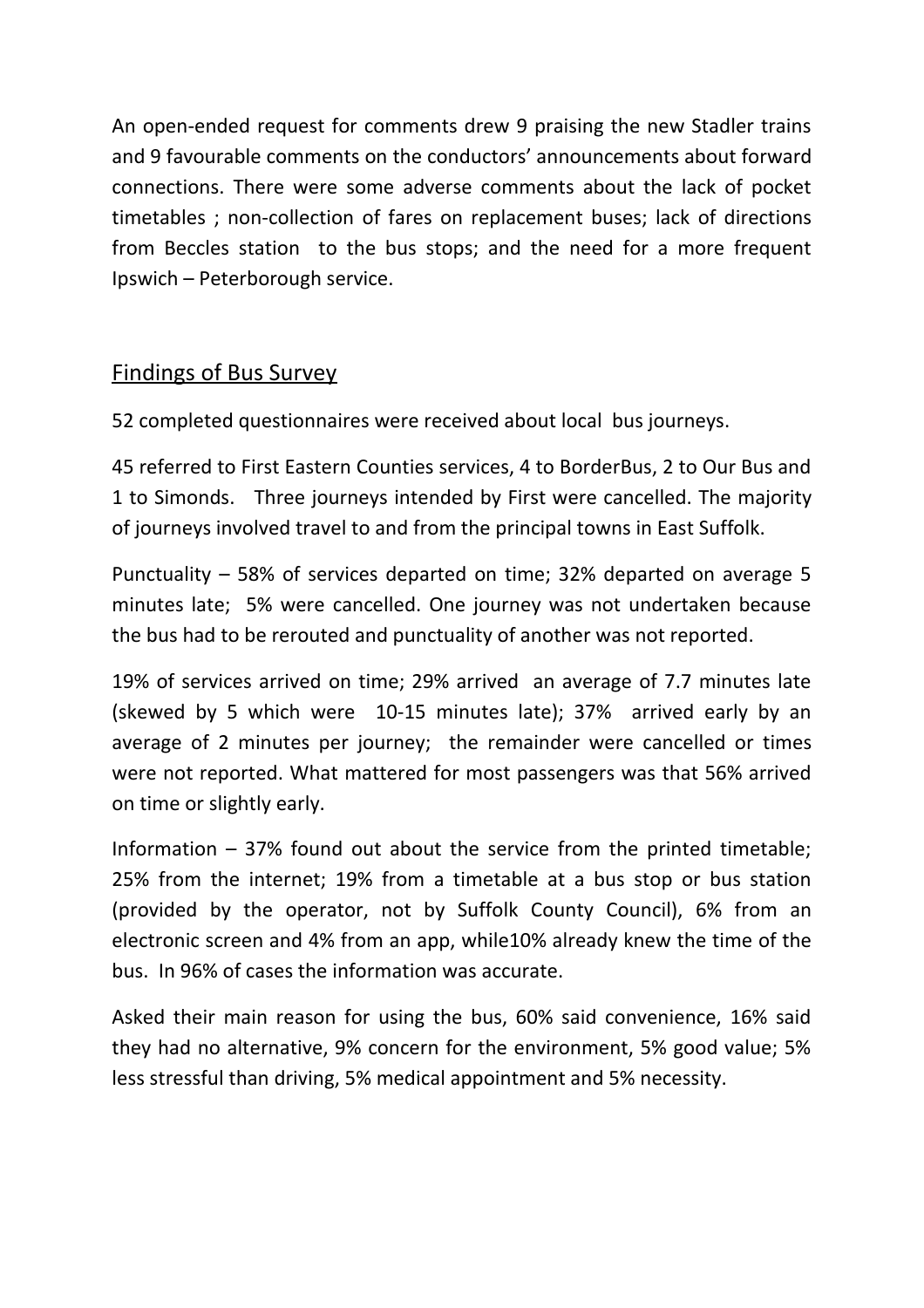An open-ended request for comments drew 9 praising the new Stadler trains and 9 favourable comments on the conductors' announcements about forward connections. There were some adverse comments about the lack of pocket timetables ; non-collection of fares on replacement buses; lack of directions from Beccles station to the bus stops; and the need for a more frequent Ipswich – Peterborough service.

## Findings of Bus Survey

52 completed questionnaires were received about local bus journeys.

45 referred to First Eastern Counties services, 4 to BorderBus, 2 to Our Bus and 1 to Simonds. Three journeys intended by First were cancelled. The majority of journeys involved travel to and from the principal towns in East Suffolk.

Punctuality – 58% of services departed on time; 32% departed on average 5 minutes late; 5% were cancelled. One journey was not undertaken because the bus had to be rerouted and punctuality of another was not reported.

19% of services arrived on time; 29% arrived an average of 7.7 minutes late (skewed by 5 which were 10-15 minutes late); 37% arrived early by an average of 2 minutes per journey; the remainder were cancelled or times were not reported. What mattered for most passengers was that 56% arrived on time or slightly early.

Information – 37% found out about the service from the printed timetable; 25% from the internet; 19% from a timetable at a bus stop or bus station (provided by the operator, not by Suffolk County Council), 6% from an electronic screen and 4% from an app, while10% already knew the time of the bus. In 96% of cases the information was accurate.

Asked their main reason for using the bus, 60% said convenience, 16% said they had no alternative, 9% concern for the environment, 5% good value; 5% less stressful than driving, 5% medical appointment and 5% necessity.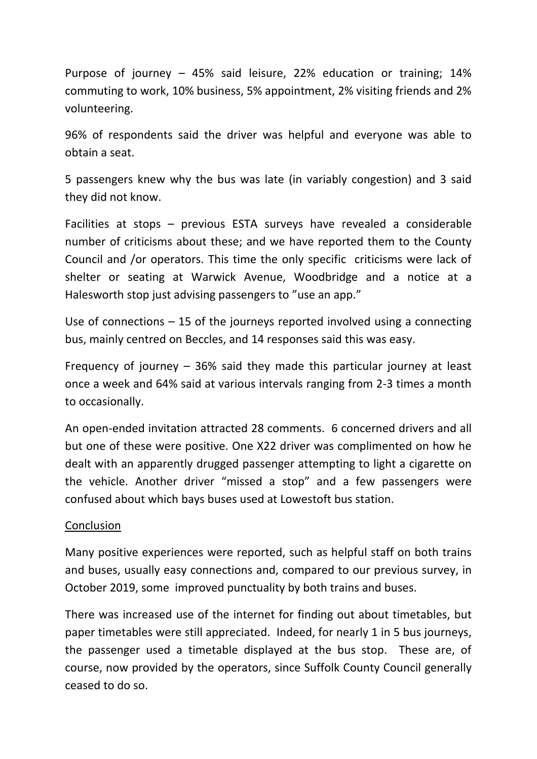Purpose of journey – 45% said leisure, 22% education or training; 14% commuting to work, 10% business, 5% appointment, 2% visiting friends and 2% volunteering.

96% of respondents said the driver was helpful and everyone was able to obtain a seat.

5 passengers knew why the bus was late (in variably congestion) and 3 said they did not know.

Facilities at stops – previous ESTA surveys have revealed a considerable number of criticisms about these; and we have reported them to the County Council and /or operators. This time the only specific criticisms were lack of shelter or seating at Warwick Avenue, Woodbridge and a notice at a Halesworth stop just advising passengers to "use an app."

Use of connections – 15 of the journeys reported involved using a connecting bus, mainly centred on Beccles, and 14 responses said this was easy.

Frequency of journey – 36% said they made this particular journey at least once a week and 64% said at various intervals ranging from 2-3 times a month to occasionally.

An open-ended invitation attracted 28 comments. 6 concerned drivers and all but one of these were positive. One X22 driver was complimented on how he dealt with an apparently drugged passenger attempting to light a cigarette on the vehicle. Another driver "missed a stop" and a few passengers were confused about which bays buses used at Lowestoft bus station.

<u>Conclusion</u>

Many positive experiences were reported, such as helpful staff on both trains and buses, usually easy connections and, compared to our previous survey, in October 2019, some improved punctuality by both trains and buses.

There was increased use of the internet for finding out about timetables, but paper timetables were still appreciated. Indeed, for nearly 1 in 5 bus journeys, the passenger used a timetable displayed at the bus stop. These are, of course, now provided by the operators, since Suffolk County Council generally ceased to do so.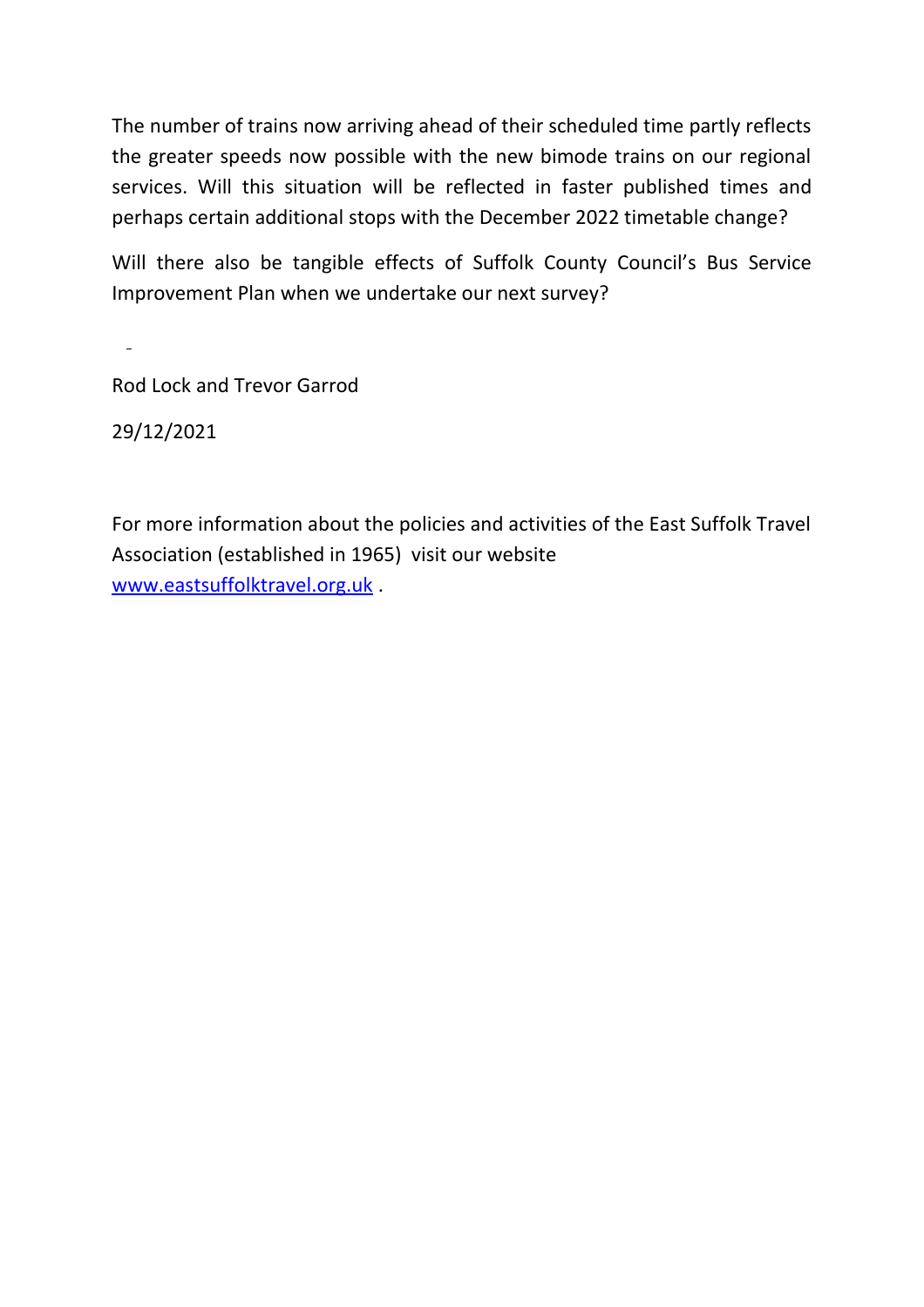The number of trains now arriving ahead of their scheduled time partly reflects the greater speeds now possible with the new bimode trains on our regional services. Will this situation will be reflected in faster published times and perhaps certain additional stops with the December 2022 timetable change?

Will there also be tangible effects of Suffolk County Council's Bus Service Improvement Plan when we undertake our next survey?

Rod Lock and Trevor Garrod

29/12/2021

For more information about the policies and activities of the East Suffolk Travel Association (established in 1965) visit our website [www.eastsuffolktravel.org.uk](http://www.eastsuffolktravel.org.uk) .